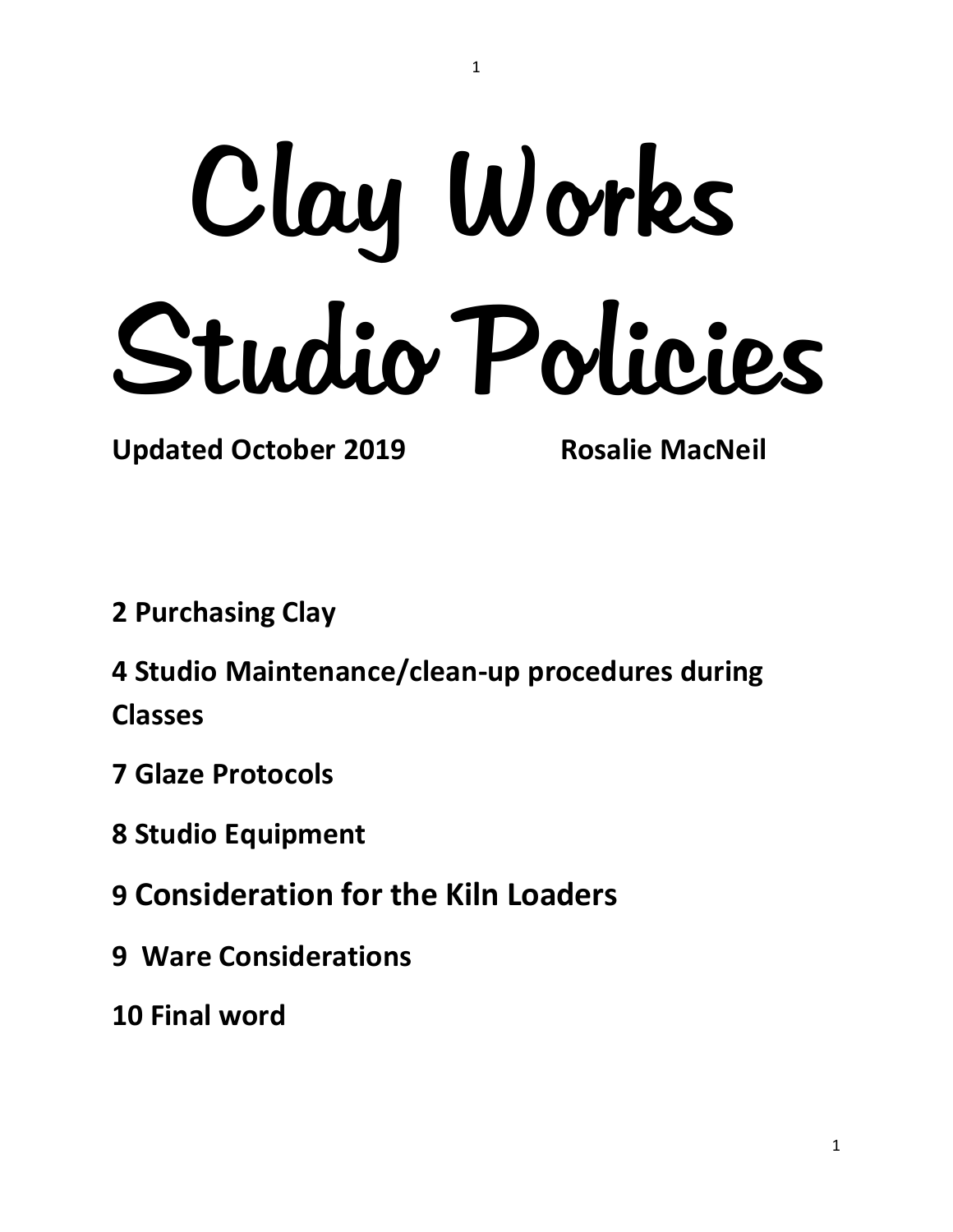# Clay Works Studio Policies

**Updated October 2019 Rosalie MacNeil**

**2 Purchasing Clay**

**4 Studio Maintenance/clean-up procedures during Classes**

**7 Glaze Protocols**

**8 Studio Equipment**

**9 Consideration for the Kiln Loaders**

**9 Ware Considerations**

**10 Final word**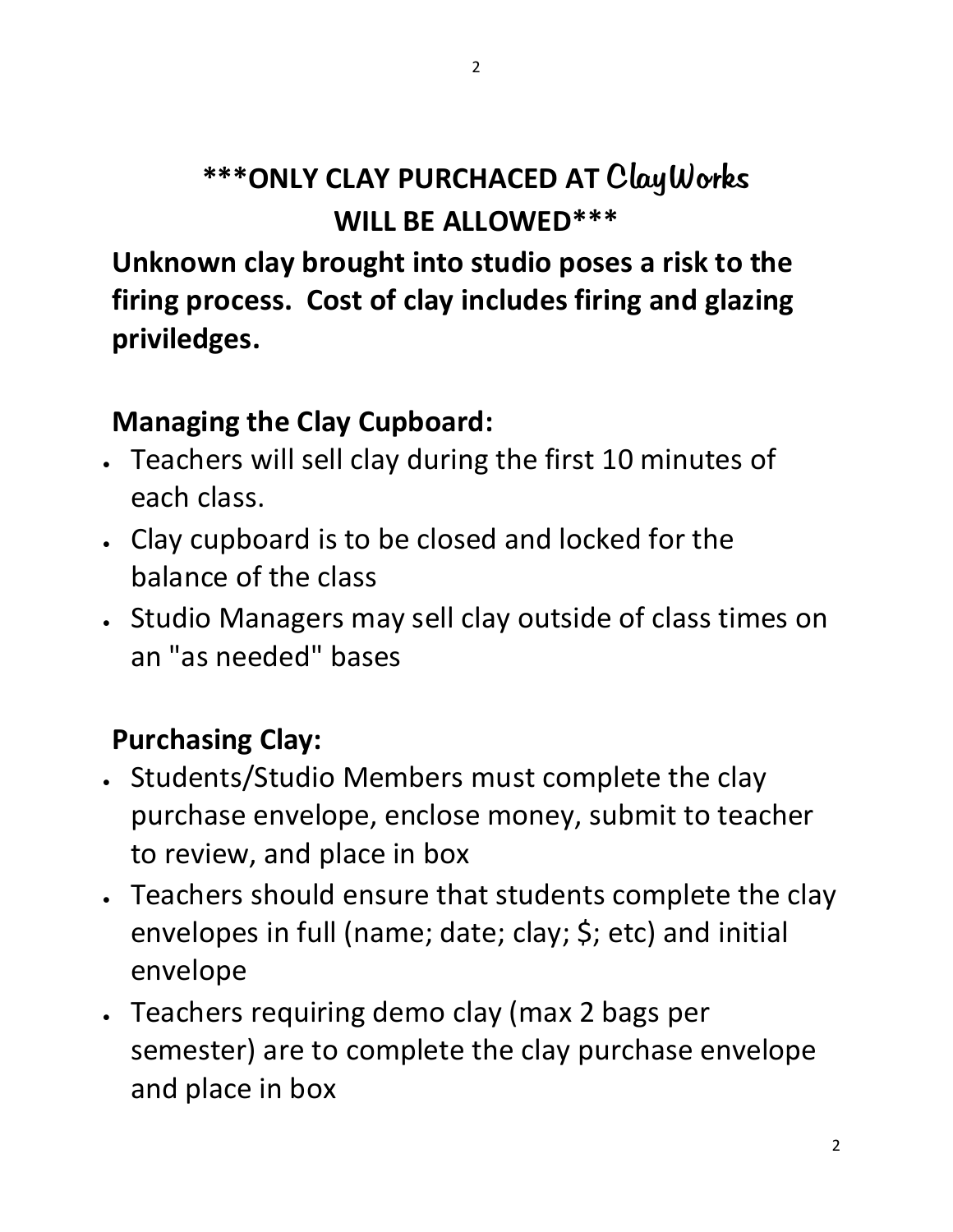## \*\*\*ONLY CLAY PURCHACED AT ClayWorks WILL BE ALLOWED\*\*\*

**Unknown clay brought into studio poses a risk to the firing process. Cost of clay includes firing and glazing priviledges.**

### Managing the Clay Cupboard:

- Teachers will sell clay during the first 10 minutes of each class.
- Clay cupboard is to be closed and locked for the balance of the class
- Studio Managers may sell clay outside of class times on an "as needed" bases

### Purchasing Clay:

- Students/Studio Members must complete the clay purchase envelope, enclose money, submit to teacher to review, and place in box
- Teachers should ensure that students complete the clay envelopes in full (name; date; clay; $; etc) and initial envelope
- Teachers requiring demo clay (max 2 bags per semester) are to complete the clay purchase envelope and place in box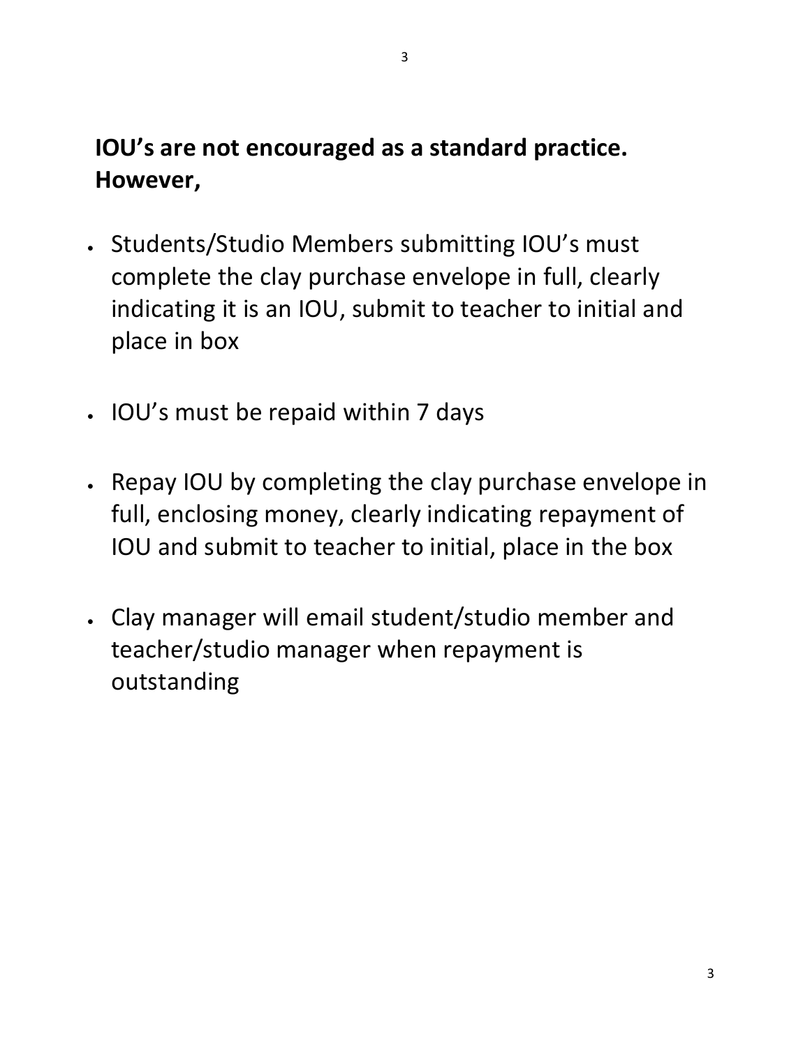**IOU's are not encouraged as a standard practice. However,**

- Students/Studio Members submitting IOU's must complete the clay purchase envelope in full, clearly indicating it is an IOU, submit to teacher to initial and place in box

- IOU's must be repaid within 7 days

- Repay IOU by completing the clay purchase envelope in full, enclosing money, clearly indicating repayment of IOU and submit to teacher to initial, place in the box

- Clay manager will email student/studio member and teacher/studio manager when repayment is outstanding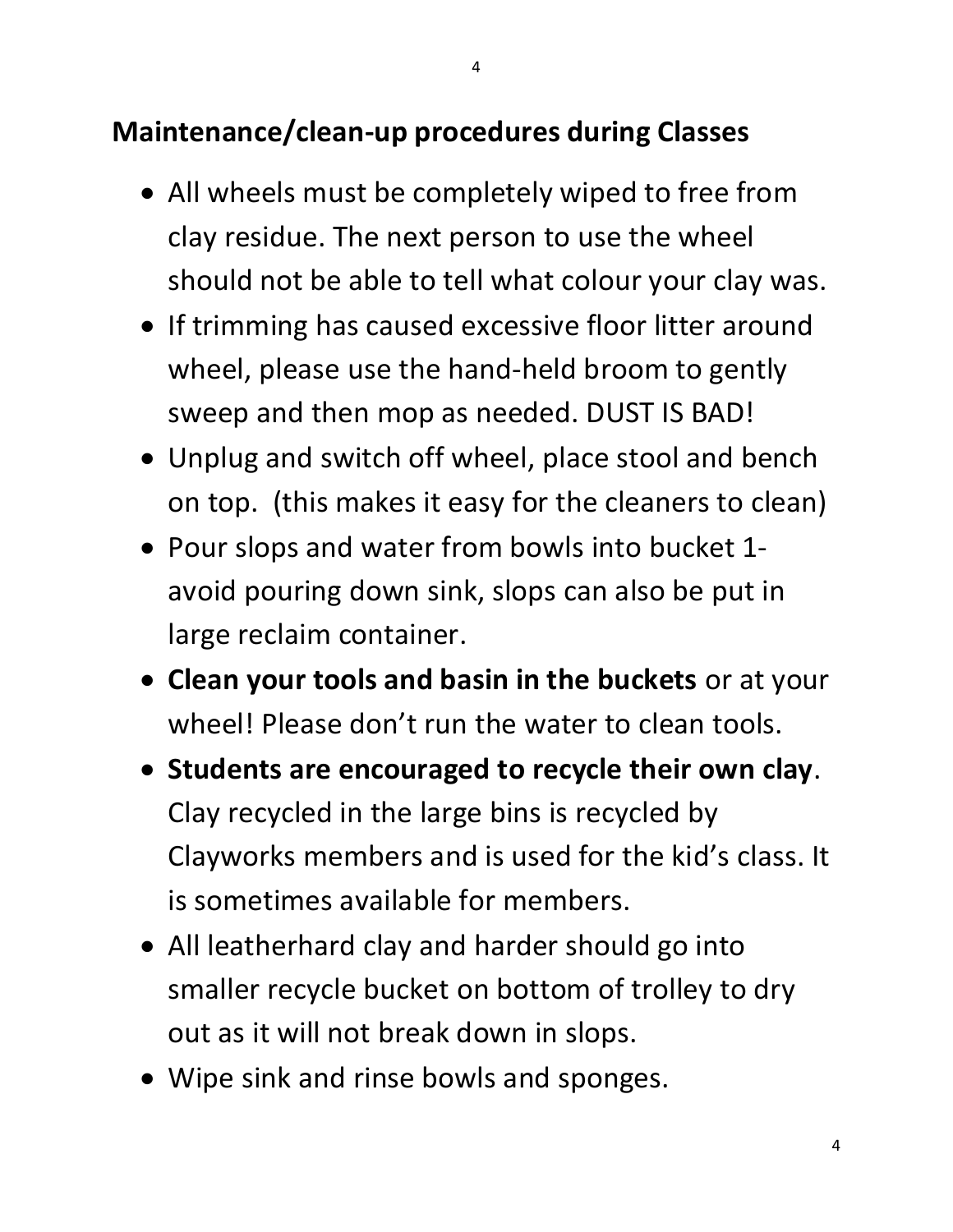## Maintenance/clean-up procedures during Classes

- All wheels must be completely wiped to free from clay residue. The next person to use the wheel should not be able to tell what colour your clay was.
- If trimming has caused excessive floor litter around wheel, please use the hand-held broom to gently sweep and then mop as needed. DUST IS BAD!
- Unplug and switch off wheel, place stool and bench on top. (this makes it easy for the cleaners to clean)
- Pour slops and water from bowls into bucket 1- avoid pouring down sink, slops can also be put in large reclaim container.
- **Clean your tools and basin in the buckets** or at your wheel! Please don't run the water to clean tools.
- **Students are encouraged to recycle their own clay**. Clay recycled in the large bins is recycled by Clayworks members and is used for the kid's class. It is sometimes available for members.
- All leatherhard clay and harder should go into smaller recycle bucket on bottom of trolley to dry out as it will not break down in slops.
- Wipe sink and rinse bowls and sponges.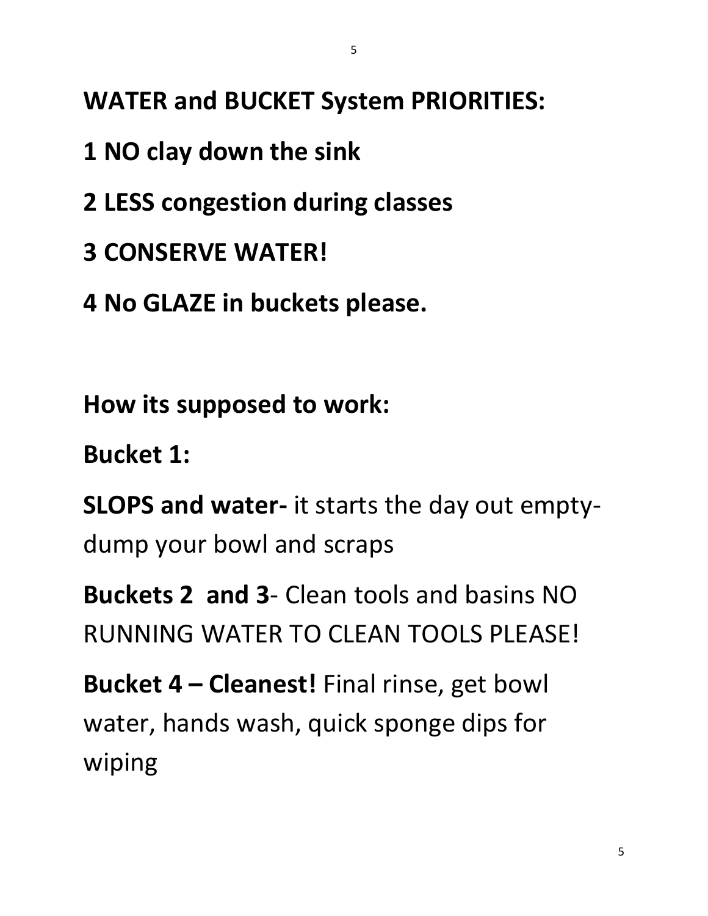**WATER and BUCKET System PRIORITIES:**

**1 NO clay down the sink**

**2 LESS congestion during classes**

**3 CONSERVE WATER!**

**4 No GLAZE in buckets please.**

**How its supposed to work:**

**Bucket 1:**

**SLOPS and water-** it starts the day out empty- dump your bowl and scraps

**Buckets 2 and 3**- Clean tools and basins NO RUNNING WATER TO CLEAN TOOLS PLEASE!

**Bucket 4 – Cleanest!** Final rinse, get bowl water, hands wash, quick sponge dips for wiping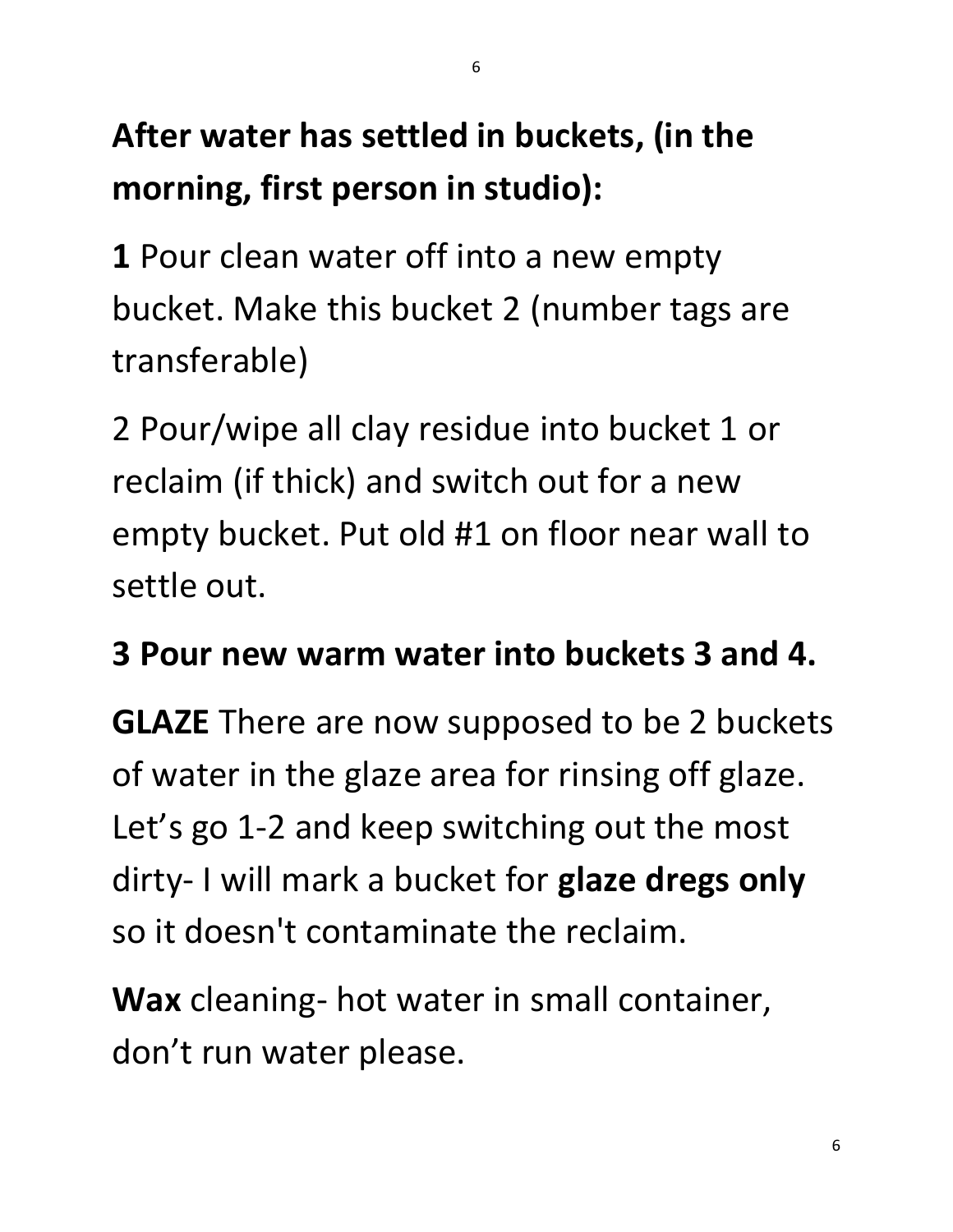**After water has settled in buckets, (in the morning, first person in studio):**

**1** Pour clean water off into a new empty bucket. Make this bucket 2 (number tags are transferable)

2 Pour/wipe all clay residue into bucket 1 or reclaim (if thick) and switch out for a new empty bucket. Put old #1 on floor near wall to settle out.

**3 Pour new warm water into buckets 3 and 4.**

**GLAZE** There are now supposed to be 2 buckets of water in the glaze area for rinsing off glaze. Let's go 1-2 and keep switching out the most dirty- I will mark a bucket for **glaze dregs only** so it doesn't contaminate the reclaim.

**Wax** cleaning- hot water in small container, don't run water please.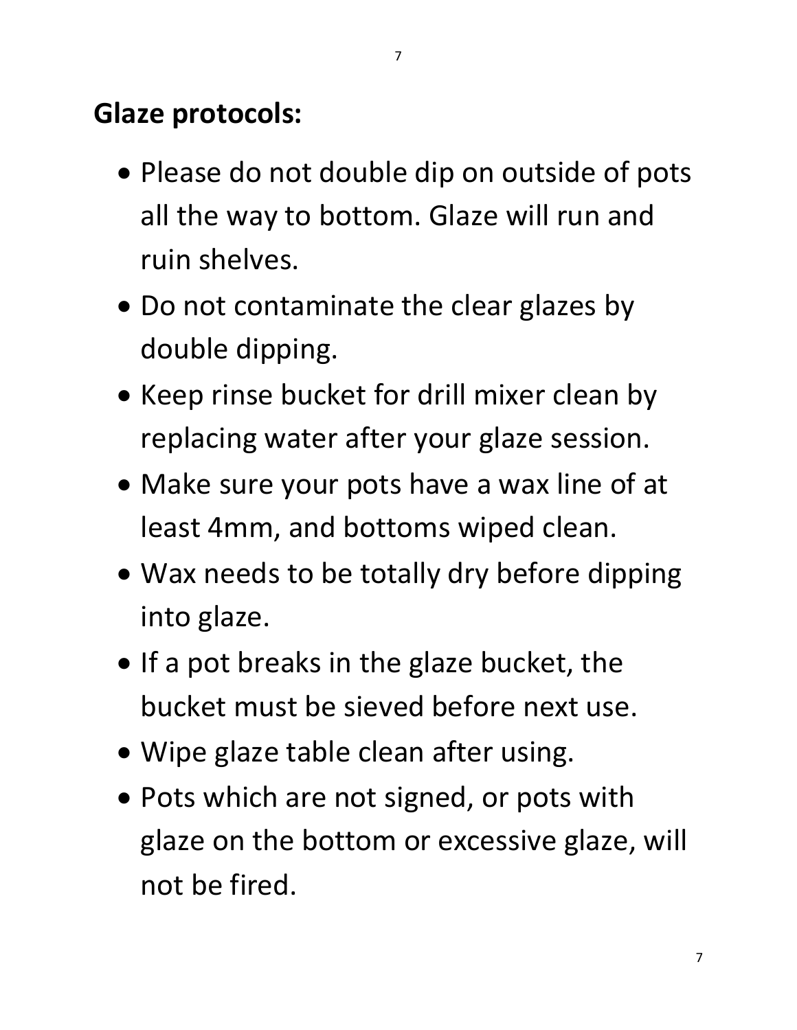**Glaze protocols:**

- Please do not double dip on outside of pots all the way to bottom. Glaze will run and ruin shelves.
- Do not contaminate the clear glazes by double dipping.
- Keep rinse bucket for drill mixer clean by replacing water after your glaze session.
- Make sure your pots have a wax line of at least 4mm, and bottoms wiped clean.
- Wax needs to be totally dry before dipping into glaze.
- If a pot breaks in the glaze bucket, the bucket must be sieved before next use.
- Wipe glaze table clean after using.
- Pots which are not signed, or pots with glaze on the bottom or excessive glaze, will not be fired.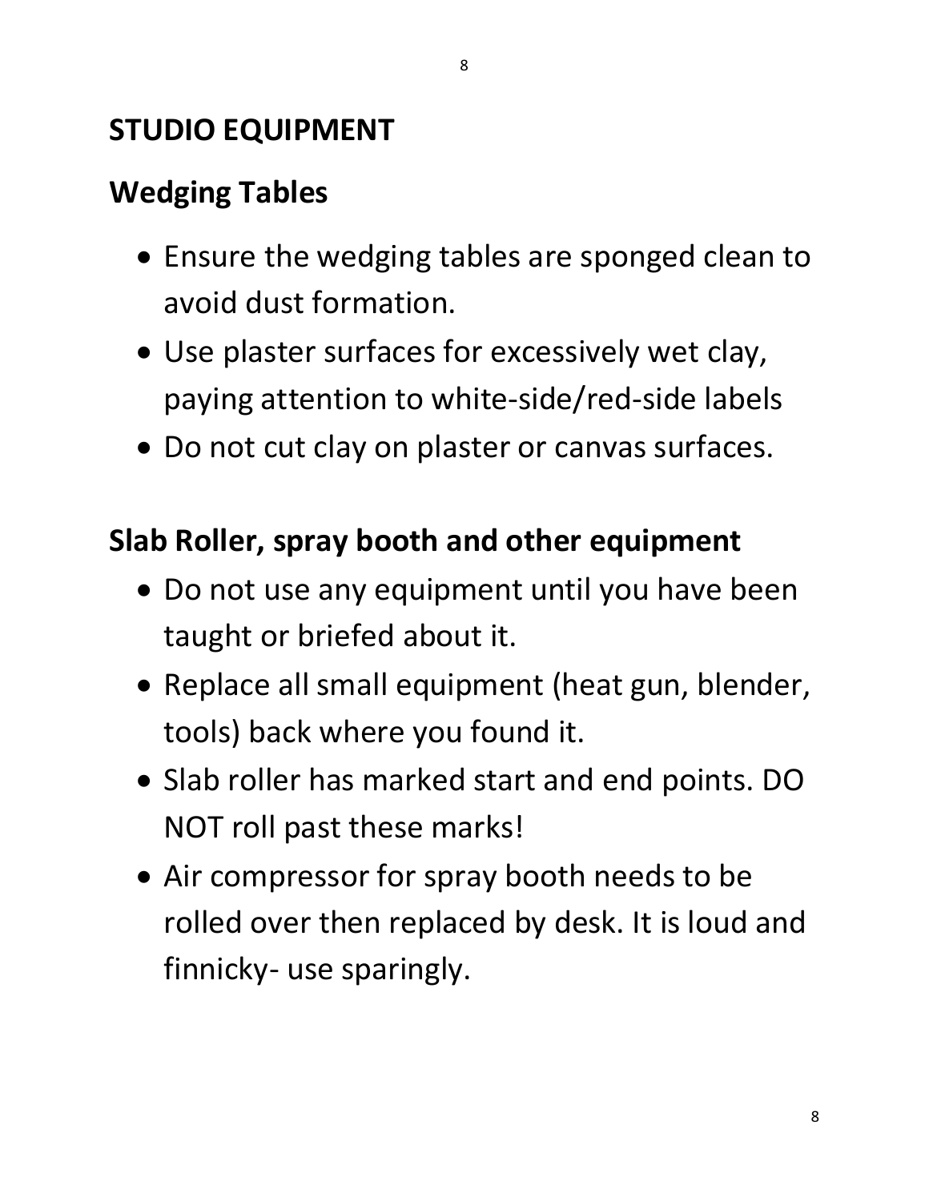# STUDIO EQUIPMENT

## Wedging Tables

- Ensure the wedging tables are sponged clean to avoid dust formation.
- Use plaster surfaces for excessively wet clay, paying attention to white-side/red-side labels
- Do not cut clay on plaster or canvas surfaces.

## Slab Roller, spray booth and other equipment

- Do not use any equipment until you have been taught or briefed about it.
- Replace all small equipment (heat gun, blender, tools) back where you found it.
- Slab roller has marked start and end points. DO NOT roll past these marks!
- Air compressor for spray booth needs to be rolled over then replaced by desk. It is loud and finnicky- use sparingly.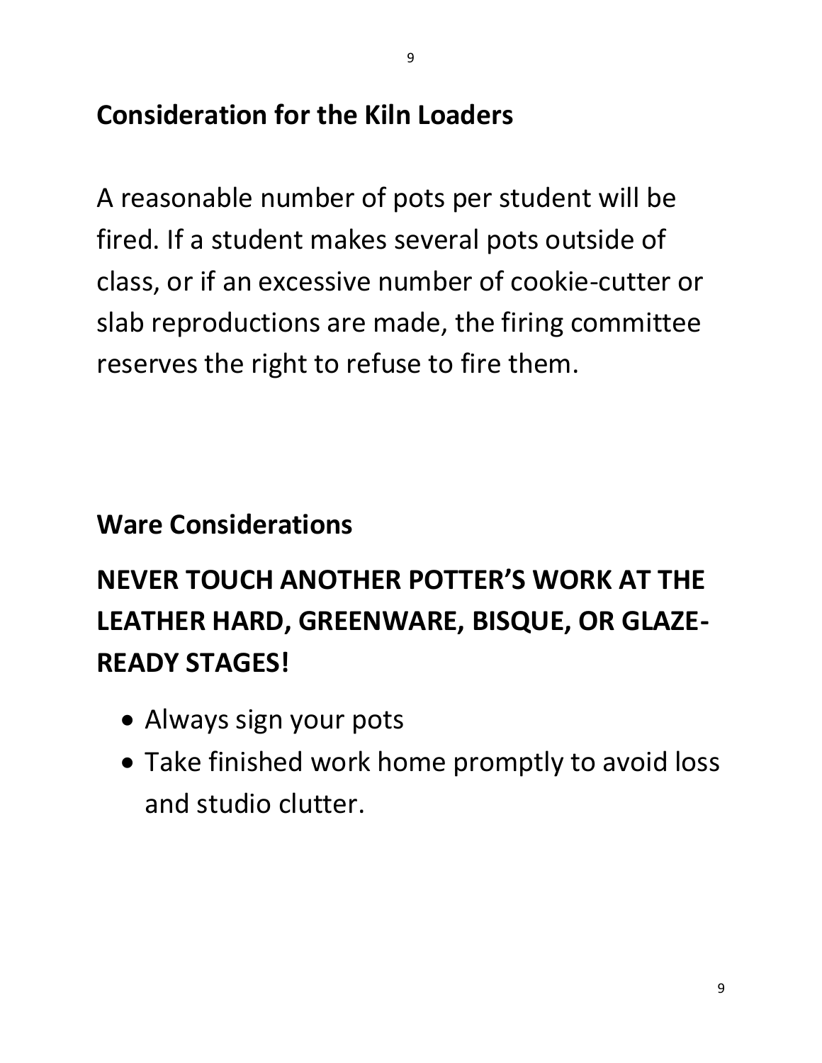## Consideration for the Kiln Loaders

A reasonable number of pots per student will be fired. If a student makes several pots outside of class, or if an excessive number of cookie-cutter or slab reproductions are made, the firing committee reserves the right to refuse to fire them.

## Ware Considerations

**NEVER TOUCH ANOTHER POTTER'S WORK AT THE LEATHER HARD, GREENWARE, BISQUE, OR GLAZE-READY STAGES!**

- Always sign your pots
- Take finished work home promptly to avoid loss and studio clutter.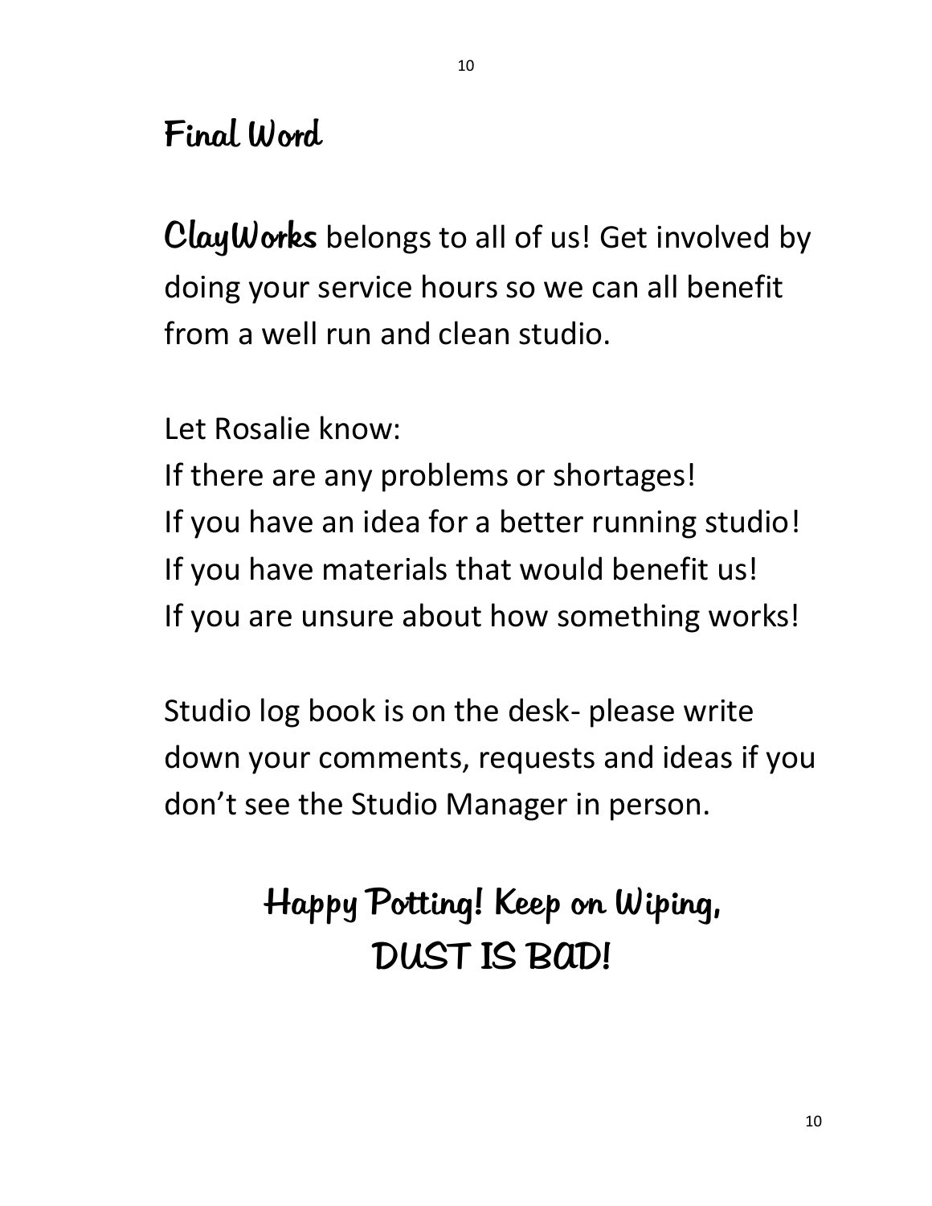# Final Word

**ClayWorks** belongs to all of us! Get involved by doing your service hours so we can all benefit from a well run and clean studio.

Let Rosalie know:
If there are any problems or shortages!
If you have an idea for a better running studio!
If you have materials that would benefit us!
If you are unsure about how something works!

Studio log book is on the desk- please write down your comments, requests and ideas if you don't see the Studio Manager in person.

**Happy Potting! Keep on Wiping,**
**DUST IS BAD!**